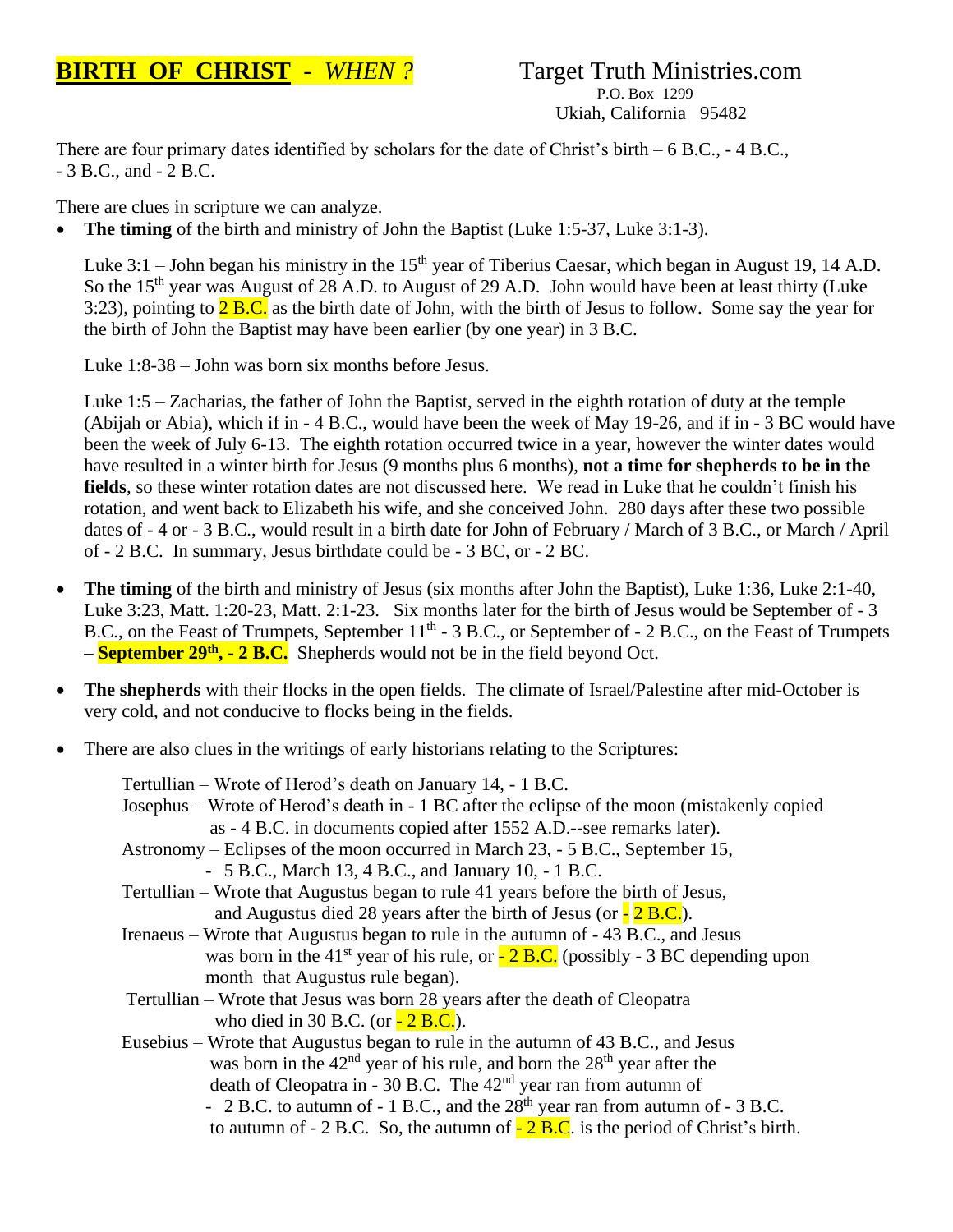# **BIRTH OF CHRIST** - *WHEN ?*

Target Truth Ministries.com
P.O. Box 1299
Ukiah, California 95482

There are four primary dates identified by scholars for the date of Christ's birth – 6 B.C., - 4 B.C., - 3 B.C., and - 2 B.C.

There are clues in scripture we can analyze.

- **The timing** of the birth and ministry of John the Baptist (Luke 1:5-37, Luke 3:1-3).

  Luke 3:1 – John began his ministry in the 15th year of Tiberius Caesar, which began in August 19, 14 A.D. So the 15th year was August of 28 A.D. to August of 29 A.D. John would have been at least thirty (Luke 3:23), pointing to 2 B.C. as the birth date of John, with the birth of Jesus to follow. Some say the year for the birth of John the Baptist may have been earlier (by one year) in 3 B.C.

  Luke 1:8-38 – John was born six months before Jesus.

  Luke 1:5 – Zacharias, the father of John the Baptist, served in the eighth rotation of duty at the temple (Abijah or Abia), which if in - 4 B.C., would have been the week of May 19-26, and if in - 3 BC would have been the week of July 6-13. The eighth rotation occurred twice in a year, however the winter dates would have resulted in a winter birth for Jesus (9 months plus 6 months), **not a time for shepherds to be in the fields**, so these winter rotation dates are not discussed here. We read in Luke that he couldn't finish his rotation, and went back to Elizabeth his wife, and she conceived John. 280 days after these two possible dates of - 4 or - 3 B.C., would result in a birth date for John of February / March of 3 B.C., or March / April of - 2 B.C. In summary, Jesus birthdate could be - 3 BC, or - 2 BC.

- **The timing** of the birth and ministry of Jesus (six months after John the Baptist), Luke 1:36, Luke 2:1-40, Luke 3:23, Matt. 1:20-23, Matt. 2:1-23. Six months later for the birth of Jesus would be September of - 3 B.C., on the Feast of Trumpets, September 11th - 3 B.C., or September of - 2 B.C., on the Feast of Trumpets – **September 29th, - 2 B.C.** Shepherds would not be in the field beyond Oct.

- **The shepherds** with their flocks in the open fields. The climate of Israel/Palestine after mid-October is very cold, and not conducive to flocks being in the fields.

- There are also clues in the writings of early historians relating to the Scriptures:

  Tertullian – Wrote of Herod's death on January 14, - 1 B.C.
  Josephus – Wrote of Herod's death in - 1 BC after the eclipse of the moon (mistakenly copied as - 4 B.C. in documents copied after 1552 A.D.--see remarks later).
  Astronomy – Eclipses of the moon occurred in March 23, - 5 B.C., September 15, - 5 B.C., March 13, 4 B.C., and January 10, - 1 B.C.
  Tertullian – Wrote that Augustus began to rule 41 years before the birth of Jesus, and Augustus died 28 years after the birth of Jesus (or - 2 B.C.).
  Irenaeus – Wrote that Augustus began to rule in the autumn of - 43 B.C., and Jesus was born in the 41st year of his rule, or - 2 B.C. (possibly - 3 BC depending upon month that Augustus rule began).
  Tertullian – Wrote that Jesus was born 28 years after the death of Cleopatra who died in 30 B.C. (or - 2 B.C.).
  Eusebius – Wrote that Augustus began to rule in the autumn of 43 B.C., and Jesus was born in the 42nd year of his rule, and born the 28th year after the death of Cleopatra in - 30 B.C. The 42nd year ran from autumn of - 2 B.C. to autumn of - 1 B.C., and the 28th year ran from autumn of - 3 B.C. to autumn of - 2 B.C. So, the autumn of - 2 B.C. is the period of Christ's birth.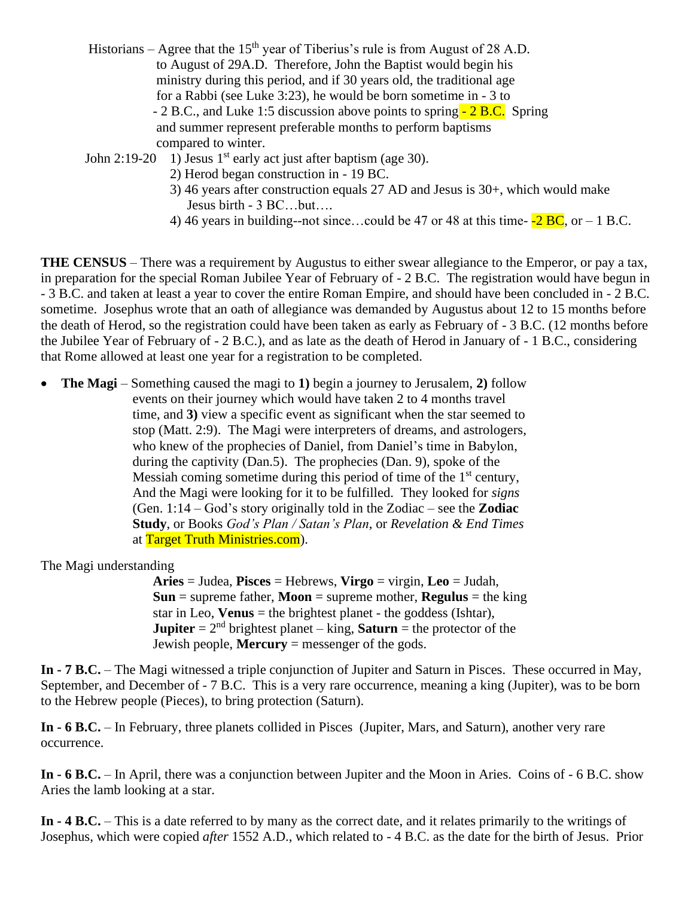Historians – Agree that the 15th year of Tiberius's rule is from August of 28 A.D. to August of 29A.D. Therefore, John the Baptist would begin his ministry during this period, and if 30 years old, the traditional age for a Rabbi (see Luke 3:23), he would be born sometime in - 3 to - 2 B.C., and Luke 1:5 discussion above points to spring - 2 B.C. Spring and summer represent preferable months to perform baptisms compared to winter.

John 2:19-20
1) Jesus 1st early act just after baptism (age 30).
2) Herod began construction in - 19 BC.
3) 46 years after construction equals 27 AD and Jesus is 30+, which would make Jesus birth - 3 BC…but….
4) 46 years in building--not since…could be 47 or 48 at this time- -2 BC, or – 1 B.C.

**THE CENSUS** – There was a requirement by Augustus to either swear allegiance to the Emperor, or pay a tax, in preparation for the special Roman Jubilee Year of February of - 2 B.C. The registration would have begun in - 3 B.C. and taken at least a year to cover the entire Roman Empire, and should have been concluded in - 2 B.C. sometime. Josephus wrote that an oath of allegiance was demanded by Augustus about 12 to 15 months before the death of Herod, so the registration could have been taken as early as February of - 3 B.C. (12 months before the Jubilee Year of February of - 2 B.C.), and as late as the death of Herod in January of - 1 B.C., considering that Rome allowed at least one year for a registration to be completed.

- **The Magi** – Something caused the magi to **1)** begin a journey to Jerusalem, **2)** follow events on their journey which would have taken 2 to 4 months travel time, and **3)** view a specific event as significant when the star seemed to stop (Matt. 2:9). The Magi were interpreters of dreams, and astrologers, who knew of the prophecies of Daniel, from Daniel's time in Babylon, during the captivity (Dan.5). The prophecies (Dan. 9), spoke of the Messiah coming sometime during this period of time of the 1st century, And the Magi were looking for it to be fulfilled. They looked for *signs* (Gen. 1:14 – God's story originally told in the Zodiac – see the **Zodiac Study**, or Books *God's Plan / Satan's Plan*, or *Revelation & End Times* at Target Truth Ministries.com).

The Magi understanding

**Aries** = Judea, **Pisces** = Hebrews, **Virgo** = virgin, **Leo** = Judah, **Sun** = supreme father, **Moon** = supreme mother, **Regulus** = the king star in Leo, **Venus** = the brightest planet - the goddess (Ishtar), **Jupiter** = 2nd brightest planet – king, **Saturn** = the protector of the Jewish people, **Mercury** = messenger of the gods.

**In - 7 B.C.** – The Magi witnessed a triple conjunction of Jupiter and Saturn in Pisces. These occurred in May, September, and December of - 7 B.C. This is a very rare occurrence, meaning a king (Jupiter), was to be born to the Hebrew people (Pieces), to bring protection (Saturn).

**In - 6 B.C.** – In February, three planets collided in Pisces (Jupiter, Mars, and Saturn), another very rare occurrence.

**In - 6 B.C.** – In April, there was a conjunction between Jupiter and the Moon in Aries. Coins of - 6 B.C. show Aries the lamb looking at a star.

**In - 4 B.C.** – This is a date referred to by many as the correct date, and it relates primarily to the writings of Josephus, which were copied *after* 1552 A.D., which related to - 4 B.C. as the date for the birth of Jesus. Prior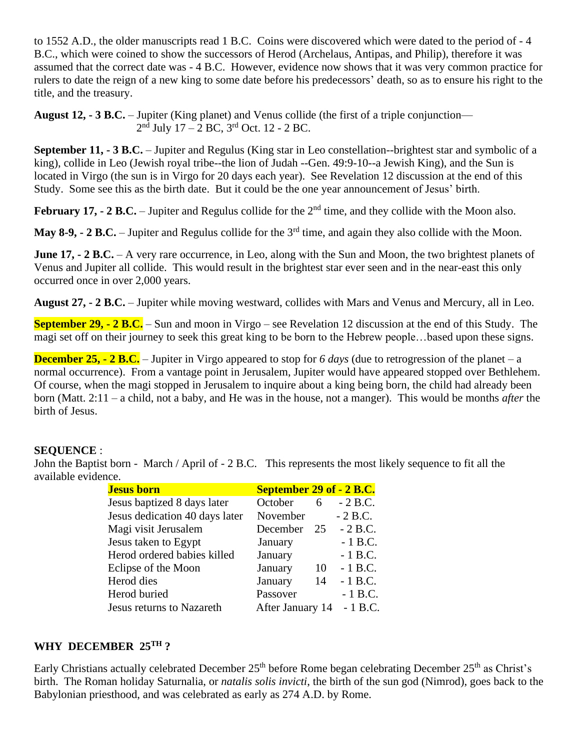to 1552 A.D., the older manuscripts read 1 B.C. Coins were discovered which were dated to the period of - 4 B.C., which were coined to show the successors of Herod (Archelaus, Antipas, and Philip), therefore it was assumed that the correct date was - 4 B.C. However, evidence now shows that it was very common practice for rulers to date the reign of a new king to some date before his predecessors' death, so as to ensure his right to the title, and the treasury.

**August 12, - 3 B.C.** – Jupiter (King planet) and Venus collide (the first of a triple conjunction— 2nd July 17 – 2 BC, 3rd Oct. 12 - 2 BC.

**September 11, - 3 B.C.** – Jupiter and Regulus (King star in Leo constellation--brightest star and symbolic of a king), collide in Leo (Jewish royal tribe--the lion of Judah --Gen. 49:9-10--a Jewish King), and the Sun is located in Virgo (the sun is in Virgo for 20 days each year). See Revelation 12 discussion at the end of this Study. Some see this as the birth date. But it could be the one year announcement of Jesus' birth.

**February 17, - 2 B.C.** – Jupiter and Regulus collide for the 2nd time, and they collide with the Moon also.

**May 8-9, - 2 B.C.** – Jupiter and Regulus collide for the 3rd time, and again they also collide with the Moon.

**June 17, - 2 B.C.** – A very rare occurrence, in Leo, along with the Sun and Moon, the two brightest planets of Venus and Jupiter all collide. This would result in the brightest star ever seen and in the near-east this only occurred once in over 2,000 years.

**August 27, - 2 B.C.** – Jupiter while moving westward, collides with Mars and Venus and Mercury, all in Leo.

**September 29, - 2 B.C.** – Sun and moon in Virgo – see Revelation 12 discussion at the end of this Study. The magi set off on their journey to seek this great king to be born to the Hebrew people…based upon these signs.

**December 25, - 2 B.C.** – Jupiter in Virgo appeared to stop for *6 days* (due to retrogression of the planet – a normal occurrence). From a vantage point in Jerusalem, Jupiter would have appeared stopped over Bethlehem. Of course, when the magi stopped in Jerusalem to inquire about a king being born, the child had already been born (Matt. 2:11 – a child, not a baby, and He was in the house, not a manger). This would be months *after* the birth of Jesus.

**SEQUENCE** :

John the Baptist born - March / April of - 2 B.C. This represents the most likely sequence to fit all the available evidence.

| **Jesus born** | **September 29 of - 2 B.C.** |
|---|---|
| Jesus baptized 8 days later | October 6 - 2 B.C. |
| Jesus dedication 40 days later | November - 2 B.C. |
| Magi visit Jerusalem | December 25 - 2 B.C. |
| Jesus taken to Egypt | January - 1 B.C. |
| Herod ordered babies killed | January - 1 B.C. |
| Eclipse of the Moon | January 10 - 1 B.C. |
| Herod dies | January 14 - 1 B.C. |
| Herod buried | Passover - 1 B.C. |
| Jesus returns to Nazareth | After January 14 - 1 B.C. |

## WHY DECEMBER 25TH ?

Early Christians actually celebrated December 25th before Rome began celebrating December 25th as Christ's birth. The Roman holiday Saturnalia, or *natalis solis invicti*, the birth of the sun god (Nimrod), goes back to the Babylonian priesthood, and was celebrated as early as 274 A.D. by Rome.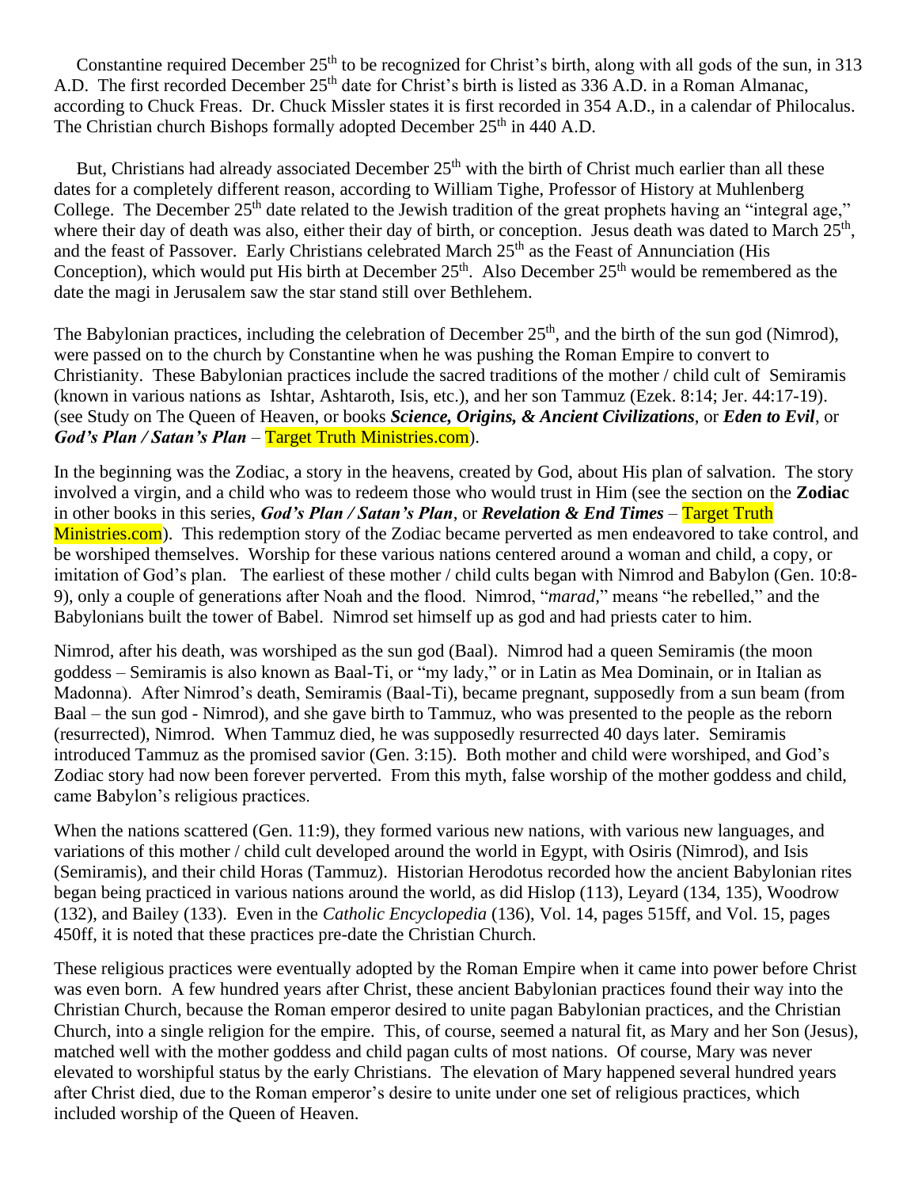Constantine required December 25th to be recognized for Christ's birth, along with all gods of the sun, in 313 A.D. The first recorded December 25th date for Christ's birth is listed as 336 A.D. in a Roman Almanac, according to Chuck Freas. Dr. Chuck Missler states it is first recorded in 354 A.D., in a calendar of Philocalus. The Christian church Bishops formally adopted December 25th in 440 A.D.

But, Christians had already associated December 25th with the birth of Christ much earlier than all these dates for a completely different reason, according to William Tighe, Professor of History at Muhlenberg College. The December 25th date related to the Jewish tradition of the great prophets having an "integral age," where their day of death was also, either their day of birth, or conception. Jesus death was dated to March 25th, and the feast of Passover. Early Christians celebrated March 25th as the Feast of Annunciation (His Conception), which would put His birth at December 25th. Also December 25th would be remembered as the date the magi in Jerusalem saw the star stand still over Bethlehem.

The Babylonian practices, including the celebration of December 25th, and the birth of the sun god (Nimrod), were passed on to the church by Constantine when he was pushing the Roman Empire to convert to Christianity. These Babylonian practices include the sacred traditions of the mother / child cult of Semiramis (known in various nations as Ishtar, Ashtaroth, Isis, etc.), and her son Tammuz (Ezek. 8:14; Jer. 44:17-19). (see Study on The Queen of Heaven, or books ***Science, Origins, & Ancient Civilizations***, or ***Eden to Evil***, or ***God's Plan / Satan's Plan*** – Target Truth Ministries.com).

In the beginning was the Zodiac, a story in the heavens, created by God, about His plan of salvation. The story involved a virgin, and a child who was to redeem those who would trust in Him (see the section on the **Zodiac** in other books in this series, ***God's Plan / Satan's Plan***, or ***Revelation & End Times*** – Target Truth Ministries.com). This redemption story of the Zodiac became perverted as men endeavored to take control, and be worshiped themselves. Worship for these various nations centered around a woman and child, a copy, or imitation of God's plan. The earliest of these mother / child cults began with Nimrod and Babylon (Gen. 10:8-9), only a couple of generations after Noah and the flood. Nimrod, "*marad*," means "he rebelled," and the Babylonians built the tower of Babel. Nimrod set himself up as god and had priests cater to him.

Nimrod, after his death, was worshiped as the sun god (Baal). Nimrod had a queen Semiramis (the moon goddess – Semiramis is also known as Baal-Ti, or "my lady," or in Latin as Mea Dominain, or in Italian as Madonna). After Nimrod's death, Semiramis (Baal-Ti), became pregnant, supposedly from a sun beam (from Baal – the sun god - Nimrod), and she gave birth to Tammuz, who was presented to the people as the reborn (resurrected), Nimrod. When Tammuz died, he was supposedly resurrected 40 days later. Semiramis introduced Tammuz as the promised savior (Gen. 3:15). Both mother and child were worshiped, and God's Zodiac story had now been forever perverted. From this myth, false worship of the mother goddess and child, came Babylon's religious practices.

When the nations scattered (Gen. 11:9), they formed various new nations, with various new languages, and variations of this mother / child cult developed around the world in Egypt, with Osiris (Nimrod), and Isis (Semiramis), and their child Horas (Tammuz). Historian Herodotus recorded how the ancient Babylonian rites began being practiced in various nations around the world, as did Hislop (113), Leyard (134, 135), Woodrow (132), and Bailey (133). Even in the *Catholic Encyclopedia* (136), Vol. 14, pages 515ff, and Vol. 15, pages 450ff, it is noted that these practices pre-date the Christian Church.

These religious practices were eventually adopted by the Roman Empire when it came into power before Christ was even born. A few hundred years after Christ, these ancient Babylonian practices found their way into the Christian Church, because the Roman emperor desired to unite pagan Babylonian practices, and the Christian Church, into a single religion for the empire. This, of course, seemed a natural fit, as Mary and her Son (Jesus), matched well with the mother goddess and child pagan cults of most nations. Of course, Mary was never elevated to worshipful status by the early Christians. The elevation of Mary happened several hundred years after Christ died, due to the Roman emperor's desire to unite under one set of religious practices, which included worship of the Queen of Heaven.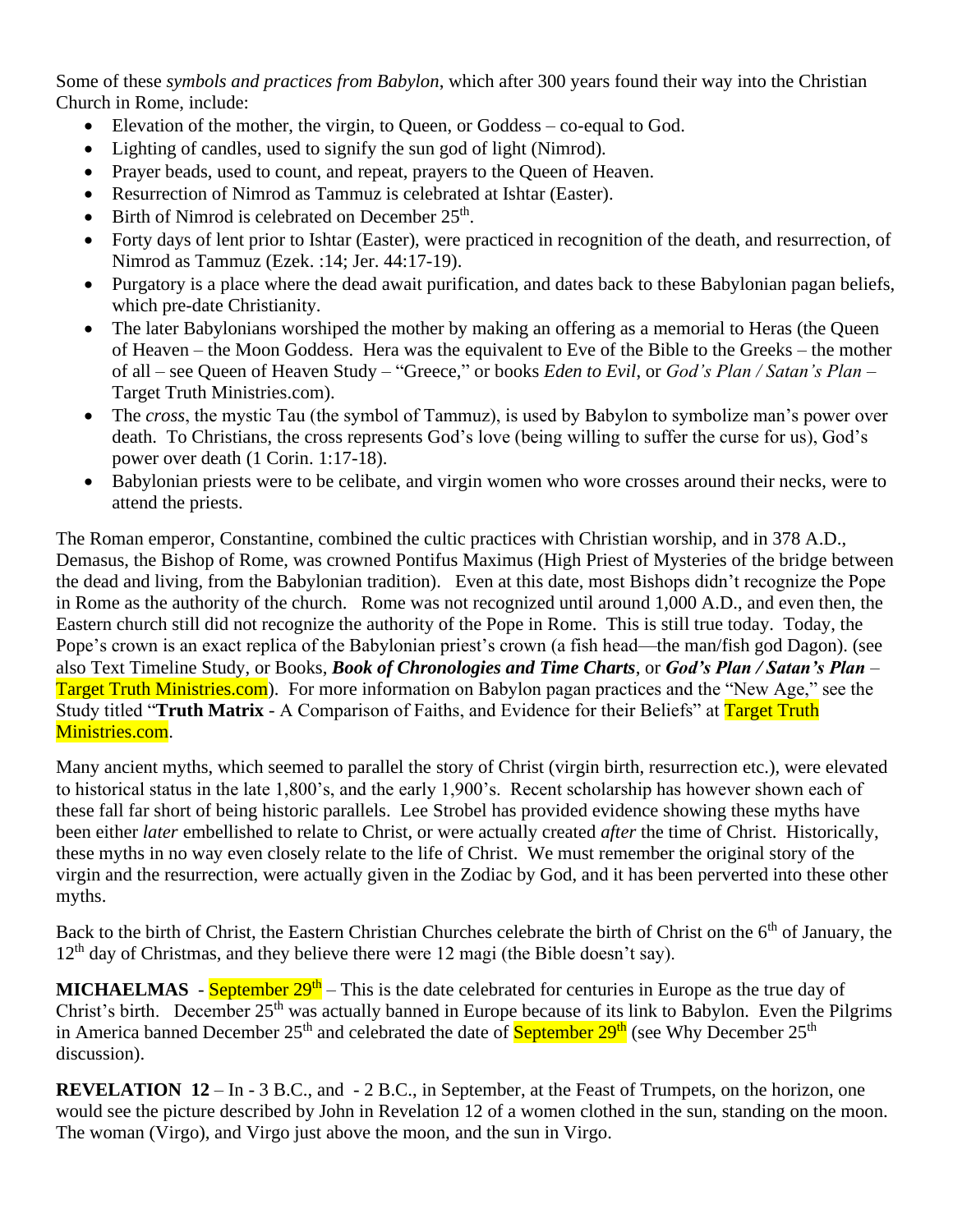Some of these *symbols and practices from Babylon*, which after 300 years found their way into the Christian Church in Rome, include:

- Elevation of the mother, the virgin, to Queen, or Goddess – co-equal to God.
- Lighting of candles, used to signify the sun god of light (Nimrod).
- Prayer beads, used to count, and repeat, prayers to the Queen of Heaven.
- Resurrection of Nimrod as Tammuz is celebrated at Ishtar (Easter).
- Birth of Nimrod is celebrated on December 25th.
- Forty days of lent prior to Ishtar (Easter), were practiced in recognition of the death, and resurrection, of Nimrod as Tammuz (Ezek. :14; Jer. 44:17-19).
- Purgatory is a place where the dead await purification, and dates back to these Babylonian pagan beliefs, which pre-date Christianity.
- The later Babylonians worshiped the mother by making an offering as a memorial to Heras (the Queen of Heaven – the Moon Goddess. Hera was the equivalent to Eve of the Bible to the Greeks – the mother of all – see Queen of Heaven Study – "Greece," or books *Eden to Evil*, or *God's Plan / Satan's Plan* – Target Truth Ministries.com).
- The *cross*, the mystic Tau (the symbol of Tammuz), is used by Babylon to symbolize man's power over death. To Christians, the cross represents God's love (being willing to suffer the curse for us), God's power over death (1 Corin. 1:17-18).
- Babylonian priests were to be celibate, and virgin women who wore crosses around their necks, were to attend the priests.

The Roman emperor, Constantine, combined the cultic practices with Christian worship, and in 378 A.D., Demasus, the Bishop of Rome, was crowned Pontifus Maximus (High Priest of Mysteries of the bridge between the dead and living, from the Babylonian tradition). Even at this date, most Bishops didn't recognize the Pope in Rome as the authority of the church. Rome was not recognized until around 1,000 A.D., and even then, the Eastern church still did not recognize the authority of the Pope in Rome. This is still true today. Today, the Pope's crown is an exact replica of the Babylonian priest's crown (a fish head—the man/fish god Dagon). (see also Text Timeline Study, or Books, ***Book of Chronologies and Time Charts***, or ***God's Plan / Satan's Plan*** – Target Truth Ministries.com). For more information on Babylon pagan practices and the "New Age," see the Study titled "**Truth Matrix** - A Comparison of Faiths, and Evidence for their Beliefs" at Target Truth Ministries.com.

Many ancient myths, which seemed to parallel the story of Christ (virgin birth, resurrection etc.), were elevated to historical status in the late 1,800's, and the early 1,900's. Recent scholarship has however shown each of these fall far short of being historic parallels. Lee Strobel has provided evidence showing these myths have been either *later* embellished to relate to Christ, or were actually created *after* the time of Christ. Historically, these myths in no way even closely relate to the life of Christ. We must remember the original story of the virgin and the resurrection, were actually given in the Zodiac by God, and it has been perverted into these other myths.

Back to the birth of Christ, the Eastern Christian Churches celebrate the birth of Christ on the 6th of January, the 12th day of Christmas, and they believe there were 12 magi (the Bible doesn't say).

**MICHAELMAS** - September 29th – This is the date celebrated for centuries in Europe as the true day of Christ's birth. December 25th was actually banned in Europe because of its link to Babylon. Even the Pilgrims in America banned December 25th and celebrated the date of September 29th (see Why December 25th discussion).

**REVELATION 12** – In - 3 B.C., and - 2 B.C., in September, at the Feast of Trumpets, on the horizon, one would see the picture described by John in Revelation 12 of a women clothed in the sun, standing on the moon. The woman (Virgo), and Virgo just above the moon, and the sun in Virgo.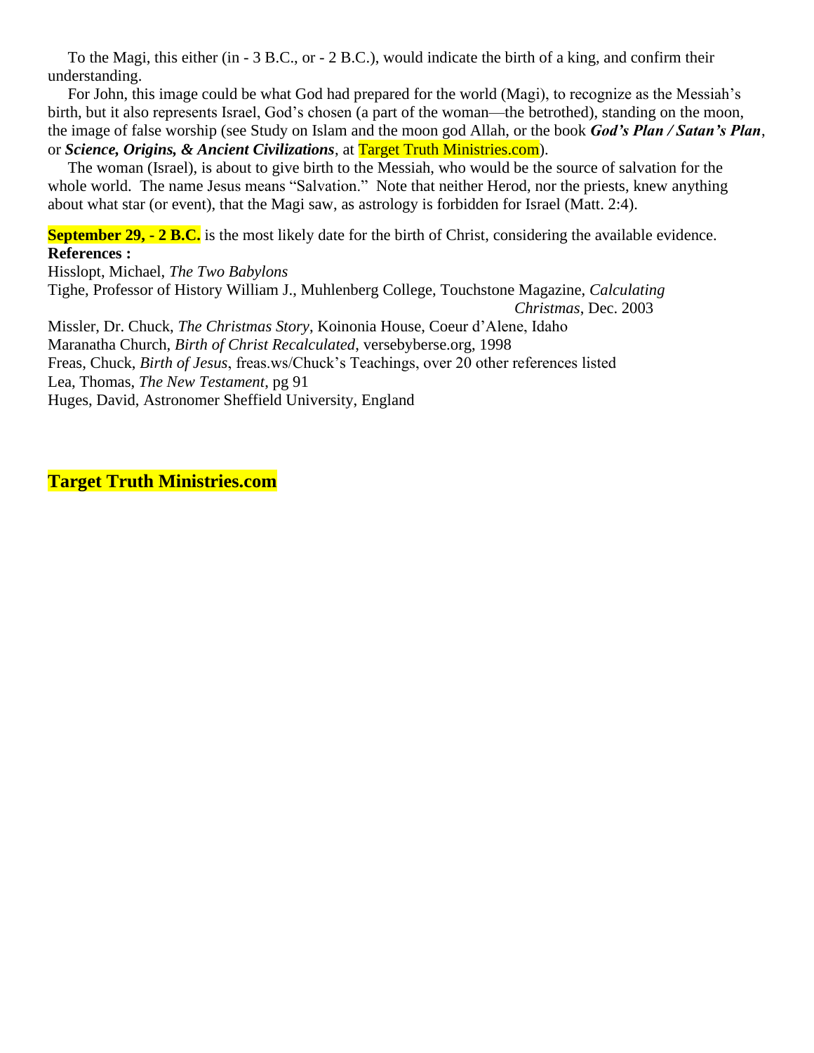To the Magi, this either (in - 3 B.C., or - 2 B.C.), would indicate the birth of a king, and confirm their understanding.

For John, this image could be what God had prepared for the world (Magi), to recognize as the Messiah's birth, but it also represents Israel, God's chosen (a part of the woman—the betrothed), standing on the moon, the image of false worship (see Study on Islam and the moon god Allah, or the book ***God's Plan / Satan's Plan***, or ***Science, Origins, & Ancient Civilizations***, at Target Truth Ministries.com).

The woman (Israel), is about to give birth to the Messiah, who would be the source of salvation for the whole world. The name Jesus means "Salvation." Note that neither Herod, nor the priests, knew anything about what star (or event), that the Magi saw, as astrology is forbidden for Israel (Matt. 2:4).

**September 29, - 2 B.C.** is the most likely date for the birth of Christ, considering the available evidence.

**References :**

Hisslopt, Michael, *The Two Babylons*
Tighe, Professor of History William J., Muhlenberg College, Touchstone Magazine, *Calculating Christmas*, Dec. 2003
Missler, Dr. Chuck, *The Christmas Story*, Koinonia House, Coeur d'Alene, Idaho
Maranatha Church, *Birth of Christ Recalculated*, versebyberse.org, 1998
Freas, Chuck, *Birth of Jesus*, freas.ws/Chuck's Teachings, over 20 other references listed
Lea, Thomas, *The New Testament*, pg 91
Huges, David, Astronomer Sheffield University, England

**Target Truth Ministries.com**